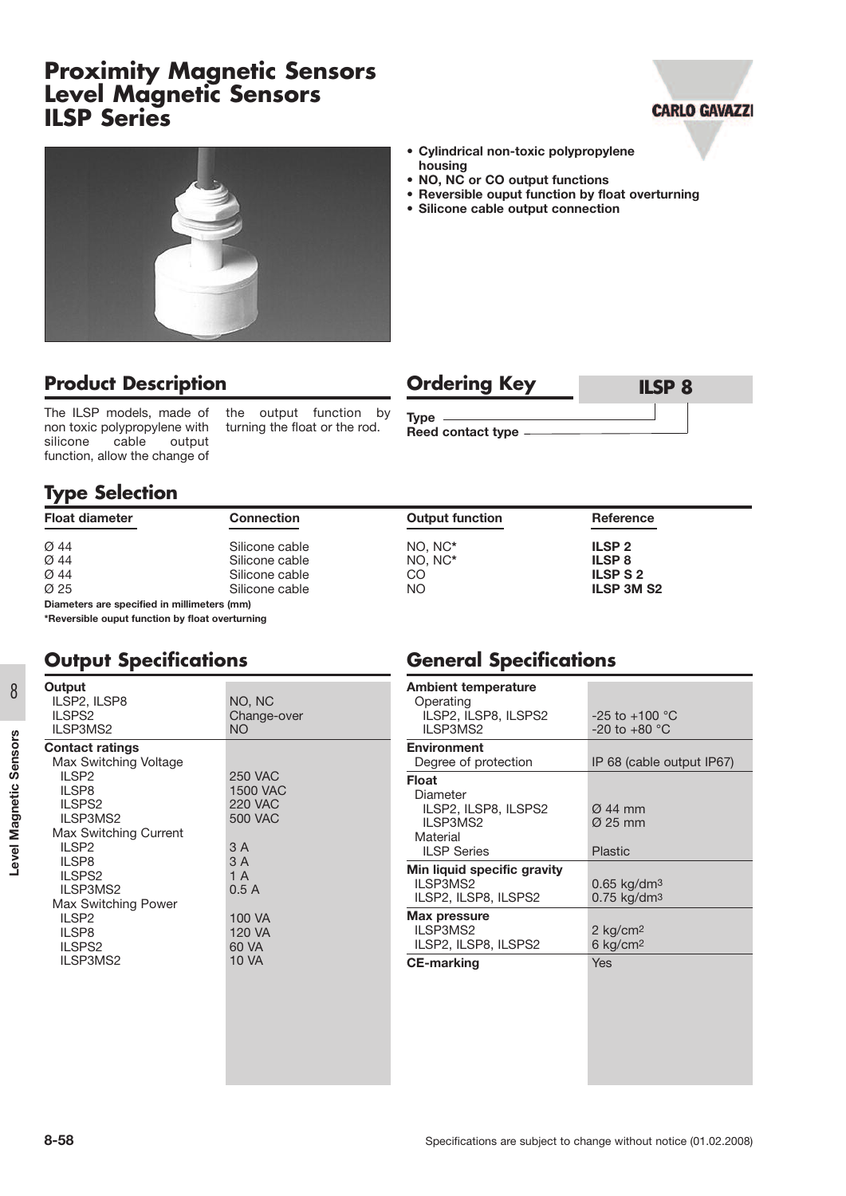# Proximity Magnetic Sensors Level Magnetic Sensors ILSP Series

- **Cylindrical non-toxic polypropylene housing**
- **NO, NC or CO output functions**
- **Reversible ouput function by float overturning**
- **Silicone cable output connection**

## Product Description

The ILSP models, made of non toxic polypropylene with silicone cable output function, allow the change of the output function by turning the float or the rod.

## Ordering Key

**ILSP 8**

**Type**
**Reed contact type**

## Type Selection

| Float diameter | Connection | Output function | Reference |
|---|---|---|---|
| Ø 44 | Silicone cable | NO, NC* | **ILSP 2** |
| Ø 44 | Silicone cable | NO, NC* | **ILSP 8** |
| Ø 44 | Silicone cable | CO | **ILSP S 2** |
| Ø 25 | Silicone cable | NO | **ILSP 3M S2** |

**Diameters are specified in millimeters (mm)**
**\*Reversible ouput function by float overturning**

## Output Specifications

| | |
|---|---|
| **Output** | |
| ILSP2, ILSP8 | NO, NC |
| ILSPS2 | Change-over |
| ILSP3MS2 | NO |
| **Contact ratings** | |
| Max Switching Voltage | |
| ILSP2 | 250 VAC |
| ILSP8 | 1500 VAC |
| ILSPS2 | 220 VAC |
| ILSP3MS2 | 500 VAC |
| Max Switching Current | |
| ILSP2 | 3 A |
| ILSP8 | 3 A |
| ILSPS2 | 1 A |
| ILSP3MS2 | 0.5 A |
| Max Switching Power | |
| ILSP2 | 100 VA |
| ILSP8 | 120 VA |
| ILSPS2 | 60 VA |
| ILSP3MS2 | 10 VA |

## General Specifications

| | |
|---|---|
| **Ambient temperature** | |
| Operating | |
| ILSP2, ILSP8, ILSPS2 | -25 to +100 °C |
| ILSP3MS2 | -20 to +80 °C |
| **Environment** | |
| Degree of protection | IP 68 (cable output IP67) |
| **Float** | |
| Diameter | |
| ILSP2, ILSP8, ILSPS2 | Ø 44 mm |
| ILSP3MS2 | Ø 25 mm |
| Material | |
| ILSP Series | Plastic |
| **Min liquid specific gravity** | |
| ILSP3MS2 | 0.65 kg/dm$^3$ |
| ILSP2, ILSP8, ILSPS2 | 0.75 kg/dm$^3$ |
| **Max pressure** | |
| ILSP3MS2 | 2 kg/cm$^2$ |
| ILSP2, ILSP8, ILSPS2 | 6 kg/cm$^2$ |
| **CE-marking** | Yes |

Specifications are subject to change without notice (01.02.2008)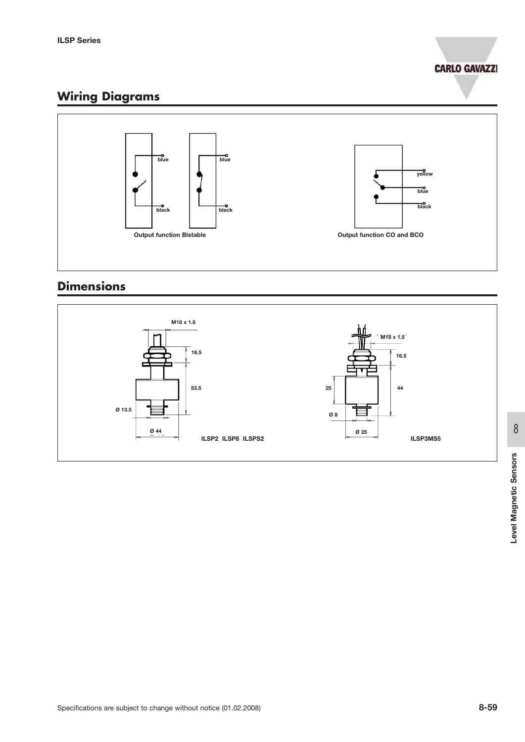## Wiring Diagrams

blue
black
blue
black
Output function Bistable

yellow
blue
black
Output function CO and BCO

## Dimensions

M18 x 1.5
16.5
53.5
Ø 13.5
Ø 44
ILSP2 ILSP8 ILSPS2

M18 x 1.5
16.5
25
44
Ø 8
Ø 25
ILSP3MS5

Specifications are subject to change without notice (01.02.2008)